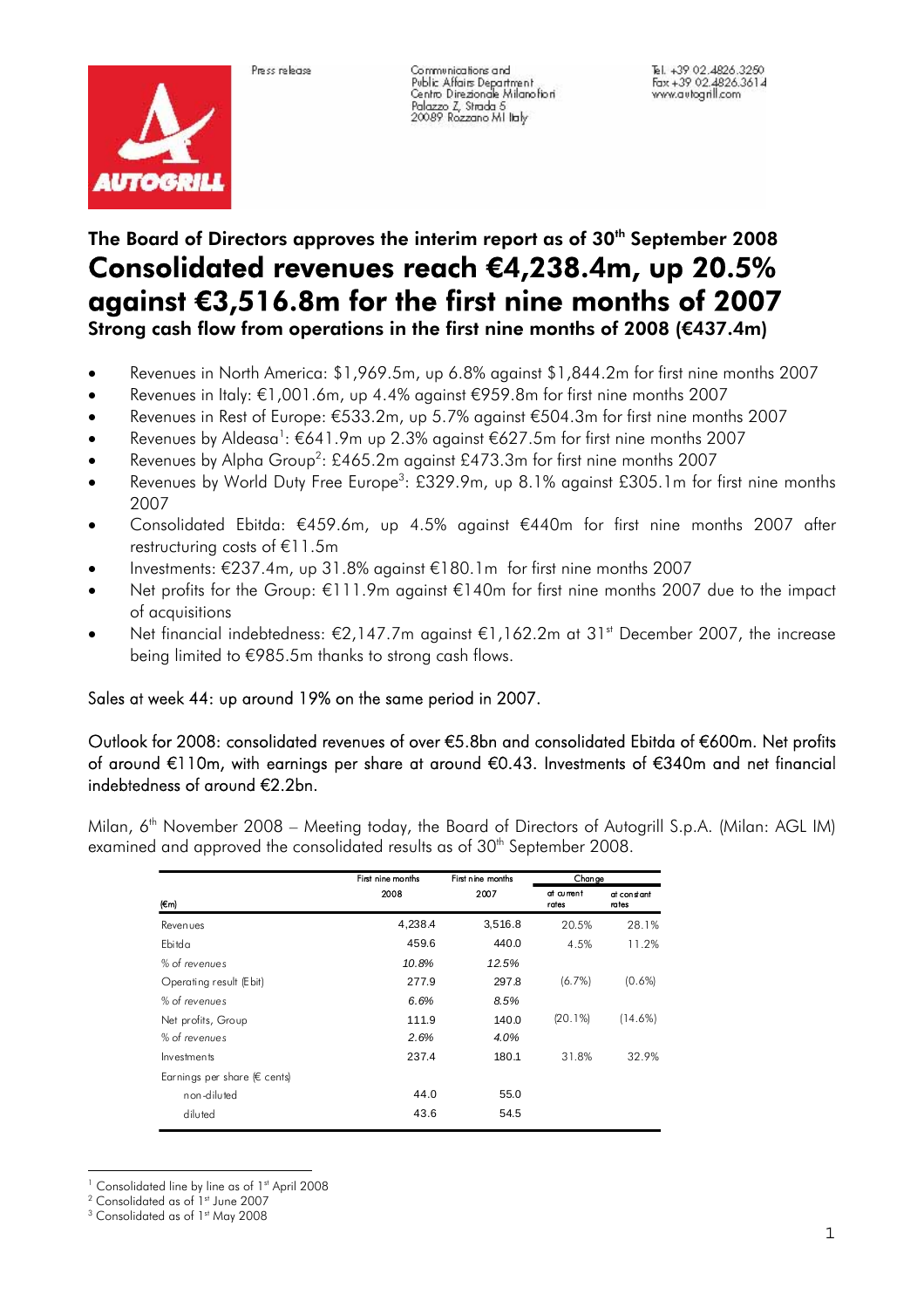Press release

Communications and Public Affairs Department
Centro Direzionale Milanofiori
Palazzo Z, Strada 5
20089 Rozzano MI Italy

Tel. +39 02.4826.3250
Fax +39 02.4826.3614
www.autogrill.com

### The Board of Directors approves the interim report as of 30th September 2008

# Consolidated revenues reach €4,238.4m, up 20.5% against €3,516.8m for the first nine months of 2007

### Strong cash flow from operations in the first nine months of 2008 (€437.4m)

- Revenues in North America: $1,969.5m, up 6.8% against $1,844.2m for first nine months 2007
- Revenues in Italy: €1,001.6m, up 4.4% against €959.8m for first nine months 2007
- Revenues in Rest of Europe: €533.2m, up 5.7% against €504.3m for first nine months 2007
- Revenues by Aldeasa[1]: €641.9m up 2.3% against €627.5m for first nine months 2007
- Revenues by Alpha Group[2]: £465.2m against £473.3m for first nine months 2007
- Revenues by World Duty Free Europe[3]: £329.9m, up 8.1% against £305.1m for first nine months 2007
- Consolidated Ebitda: €459.6m, up 4.5% against €440m for first nine months 2007 after restructuring costs of €11.5m
- Investments: €237.4m, up 31.8% against €180.1m for first nine months 2007
- Net profits for the Group: €111.9m against €140m for first nine months 2007 due to the impact of acquisitions
- Net financial indebtedness: €2,147.7m against €1,162.2m at 31st December 2007, the increase being limited to €985.5m thanks to strong cash flows.

Sales at week 44: up around 19% on the same period in 2007.

Outlook for 2008: consolidated revenues of over €5.8bn and consolidated Ebitda of €600m. Net profits of around €110m, with earnings per share at around €0.43. Investments of €340m and net financial indebtedness of around €2.2bn.

Milan, 6th November 2008 – Meeting today, the Board of Directors of Autogrill S.p.A. (Milan: AGL IM) examined and approved the consolidated results as of 30th September 2008.

| (€m) | First nine months 2008 | First nine months 2007 | Change at current rates | Change at constant rates |
|---|---|---|---|---|
| Revenues | 4,238.4 | 3,516.8 | 20.5% | 28.1% |
| Ebitda | 459.6 | 440.0 | 4.5% | 11.2% |
| *% of revenues* | *10.8%* | *12.5%* | | |
| Operating result (Ebit) | 277.9 | 297.8 | (6.7%) | (0.6%) |
| *% of revenues* | *6.6%* | *8.5%* | | |
| Net profits, Group | 111.9 | 140.0 | (20.1%) | (14.6%) |
| *% of revenues* | *2.6%* | *4.0%* | | |
| Investments | 237.4 | 180.1 | 31.8% | 32.9% |
| Earnings per share (€ cents) | | | | |
| non-diluted | 44.0 | 55.0 | | |
| diluted | 43.6 | 54.5 | | |

[1] Consolidated line by line as of 1st April 2008
[2] Consolidated as of 1st June 2007
[3] Consolidated as of 1st May 2008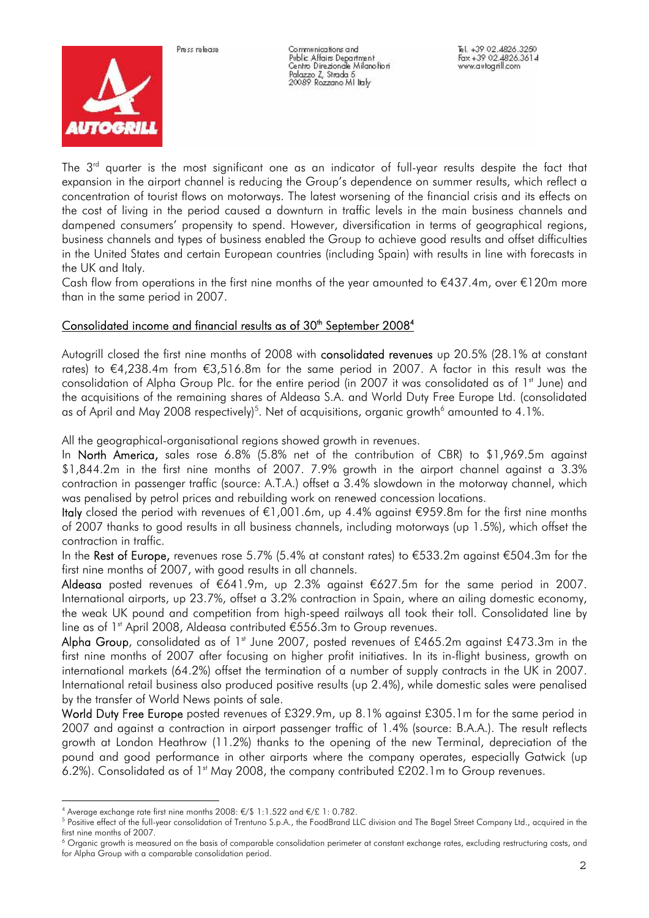The 3rd quarter is the most significant one as an indicator of full-year results despite the fact that expansion in the airport channel is reducing the Group's dependence on summer results, which reflect a concentration of tourist flows on motorways. The latest worsening of the financial crisis and its effects on the cost of living in the period caused a downturn in traffic levels in the main business channels and dampened consumers' propensity to spend. However, diversification in terms of geographical regions, business channels and types of business enabled the Group to achieve good results and offset difficulties in the United States and certain European countries (including Spain) with results in line with forecasts in the UK and Italy.

Cash flow from operations in the first nine months of the year amounted to €437.4m, over €120m more than in the same period in 2007.

## Consolidated income and financial results as of 30th September 2008[4]

Autogrill closed the first nine months of 2008 with **consolidated revenues** up 20.5% (28.1% at constant rates) to €4,238.4m from €3,516.8m for the same period in 2007. A factor in this result was the consolidation of Alpha Group Plc. for the entire period (in 2007 it was consolidated as of 1st June) and the acquisitions of the remaining shares of Aldeasa S.A. and World Duty Free Europe Ltd. (consolidated as of April and May 2008 respectively)[5]. Net of acquisitions, organic growth[6] amounted to 4.1%.

All the geographical-organisational regions showed growth in revenues.

In **North America,** sales rose 6.8% (5.8% net of the contribution of CBR) to $1,969.5m against $1,844.2m in the first nine months of 2007. 7.9% growth in the airport channel against a 3.3% contraction in passenger traffic (source: A.T.A.) offset a 3.4% slowdown in the motorway channel, which was penalised by petrol prices and rebuilding work on renewed concession locations.

**Italy** closed the period with revenues of €1,001.6m, up 4.4% against €959.8m for the first nine months of 2007 thanks to good results in all business channels, including motorways (up 1.5%), which offset the contraction in traffic.

In the **Rest of Europe,** revenues rose 5.7% (5.4% at constant rates) to €533.2m against €504.3m for the first nine months of 2007, with good results in all channels.

**Aldeasa** posted revenues of €641.9m, up 2.3% against €627.5m for the same period in 2007. International airports, up 23.7%, offset a 3.2% contraction in Spain, where an ailing domestic economy, the weak UK pound and competition from high-speed railways all took their toll. Consolidated line by line as of 1st April 2008, Aldeasa contributed €556.3m to Group revenues.

**Alpha Group**, consolidated as of 1st June 2007, posted revenues of £465.2m against £473.3m in the first nine months of 2007 after focusing on higher profit initiatives. In its in-flight business, growth on international markets (64.2%) offset the termination of a number of supply contracts in the UK in 2007. International retail business also produced positive results (up 2.4%), while domestic sales were penalised by the transfer of World News points of sale.

**World Duty Free Europe** posted revenues of £329.9m, up 8.1% against £305.1m for the same period in 2007 and against a contraction in airport passenger traffic of 1.4% (source: B.A.A.). The result reflects growth at London Heathrow (11.2%) thanks to the opening of the new Terminal, depreciation of the pound and good performance in other airports where the company operates, especially Gatwick (up 6.2%). Consolidated as of 1st May 2008, the company contributed £202.1m to Group revenues.

---

[4] Average exchange rate first nine months 2008: €/$ 1:1.522 and €/£ 1: 0.782.

[5] Positive effect of the full-year consolidation of Trentuno S.p.A., the FoodBrand LLC division and The Bagel Street Company Ltd., acquired in the first nine months of 2007.

[6] Organic growth is measured on the basis of comparable consolidation perimeter at constant exchange rates, excluding restructuring costs, and for Alpha Group with a comparable consolidation period.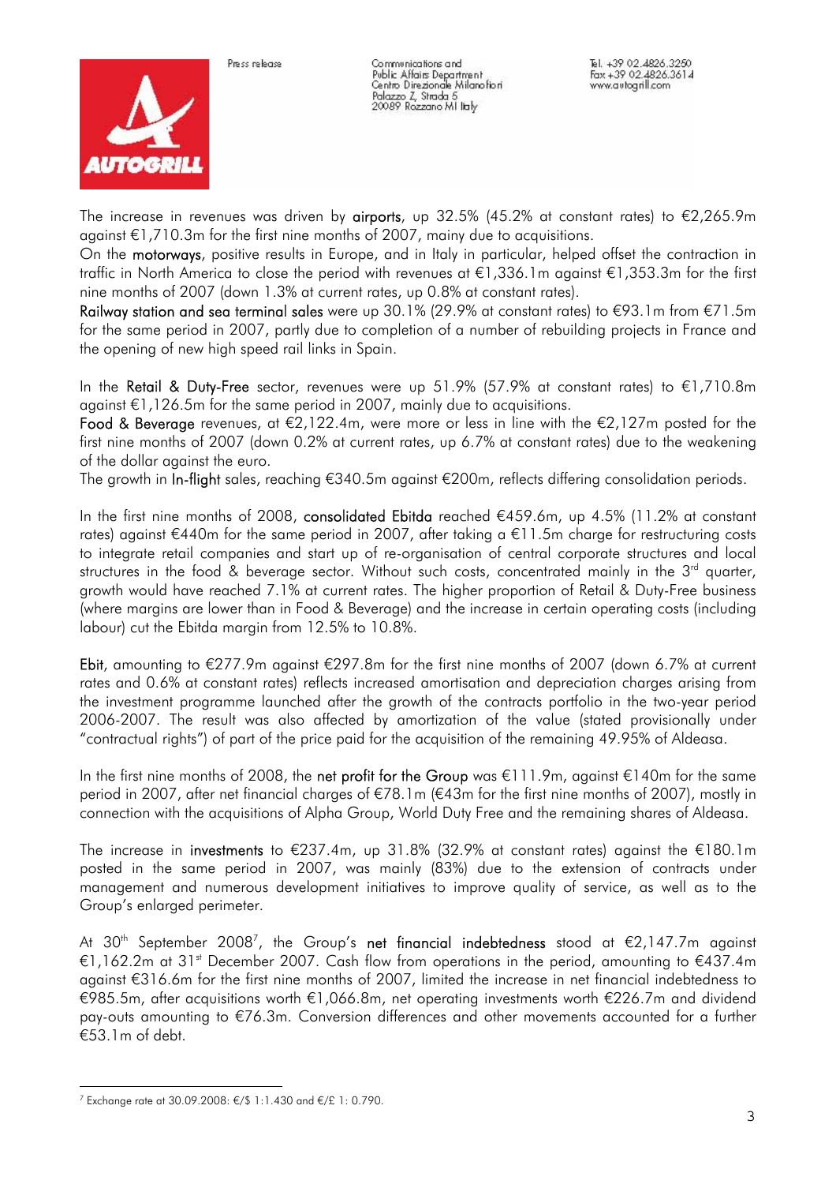The increase in revenues was driven by **airports**, up 32.5% (45.2% at constant rates) to €2,265.9m against €1,710.3m for the first nine months of 2007, mainy due to acquisitions.
On the **motorways**, positive results in Europe, and in Italy in particular, helped offset the contraction in traffic in North America to close the period with revenues at €1,336.1m against €1,353.3m for the first nine months of 2007 (down 1.3% at current rates, up 0.8% at constant rates).
**Railway station and sea terminal sales** were up 30.1% (29.9% at constant rates) to €93.1m from €71.5m for the same period in 2007, partly due to completion of a number of rebuilding projects in France and the opening of new high speed rail links in Spain.

In the **Retail & Duty-Free** sector, revenues were up 51.9% (57.9% at constant rates) to €1,710.8m against €1,126.5m for the same period in 2007, mainly due to acquisitions.
**Food & Beverage** revenues, at €2,122.4m, were more or less in line with the €2,127m posted for the first nine months of 2007 (down 0.2% at current rates, up 6.7% at constant rates) due to the weakening of the dollar against the euro.
The growth in **In-flight** sales, reaching €340.5m against €200m, reflects differing consolidation periods.

In the first nine months of 2008, **consolidated Ebitda** reached €459.6m, up 4.5% (11.2% at constant rates) against €440m for the same period in 2007, after taking a €11.5m charge for restructuring costs to integrate retail companies and start up of re-organisation of central corporate structures and local structures in the food & beverage sector. Without such costs, concentrated mainly in the 3rd quarter, growth would have reached 7.1% at current rates. The higher proportion of Retail & Duty-Free business (where margins are lower than in Food & Beverage) and the increase in certain operating costs (including labour) cut the Ebitda margin from 12.5% to 10.8%.

**Ebit**, amounting to €277.9m against €297.8m for the first nine months of 2007 (down 6.7% at current rates and 0.6% at constant rates) reflects increased amortisation and depreciation charges arising from the investment programme launched after the growth of the contracts portfolio in the two-year period 2006-2007. The result was also affected by amortization of the value (stated provisionally under "contractual rights") of part of the price paid for the acquisition of the remaining 49.95% of Aldeasa.

In the first nine months of 2008, the **net profit for the Group** was €111.9m, against €140m for the same period in 2007, after net financial charges of €78.1m (€43m for the first nine months of 2007), mostly in connection with the acquisitions of Alpha Group, World Duty Free and the remaining shares of Aldeasa.

The increase in **investments** to €237.4m, up 31.8% (32.9% at constant rates) against the €180.1m posted in the same period in 2007, was mainly (83%) due to the extension of contracts under management and numerous development initiatives to improve quality of service, as well as to the Group's enlarged perimeter.

At 30th September 2008[7], the Group's **net financial indebtedness** stood at €2,147.7m against €1,162.2m at 31st December 2007. Cash flow from operations in the period, amounting to €437.4m against €316.6m for the first nine months of 2007, limited the increase in net financial indebtedness to €985.5m, after acquisitions worth €1,066.8m, net operating investments worth €226.7m and dividend pay-outs amounting to €76.3m. Conversion differences and other movements accounted for a further €53.1m of debt.

[7] Exchange rate at 30.09.2008: €/$ 1:1.430 and €/£ 1: 0.790.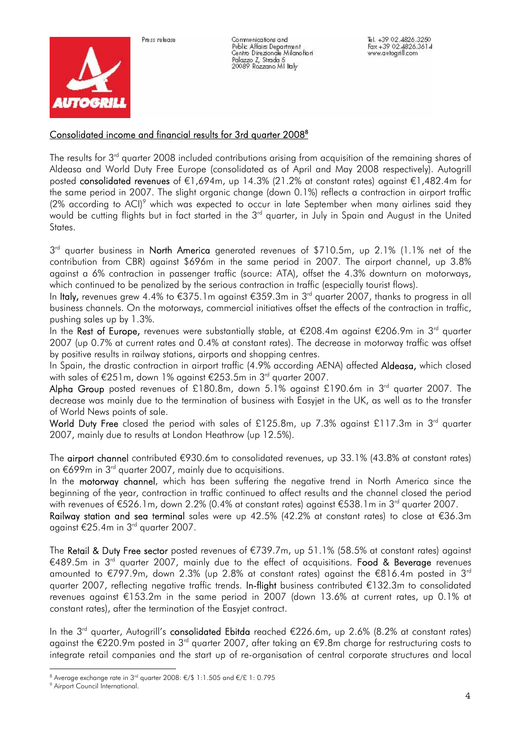## Consolidated income and financial results for 3rd quarter 2008[8]

The results for 3rd quarter 2008 included contributions arising from acquisition of the remaining shares of Aldeasa and World Duty Free Europe (consolidated as of April and May 2008 respectively). Autogrill posted **consolidated revenues** of €1,694m, up 14.3% (21.2% at constant rates) against €1,482.4m for the same period in 2007. The slight organic change (down 0.1%) reflects a contraction in airport traffic (2% according to ACI)[9] which was expected to occur in late September when many airlines said they would be cutting flights but in fact started in the 3rd quarter, in July in Spain and August in the United States.

3rd quarter business in **North America** generated revenues of $710.5m, up 2.1% (1.1% net of the contribution from CBR) against $696m in the same period in 2007. The airport channel, up 3.8% against a 6% contraction in passenger traffic (source: ATA), offset the 4.3% downturn on motorways, which continued to be penalized by the serious contraction in traffic (especially tourist flows).

In **Italy,** revenues grew 4.4% to €375.1m against €359.3m in 3rd quarter 2007, thanks to progress in all business channels. On the motorways, commercial initiatives offset the effects of the contraction in traffic, pushing sales up by 1.3%.

In the **Rest of Europe,** revenues were substantially stable, at €208.4m against €206.9m in 3rd quarter 2007 (up 0.7% at current rates and 0.4% at constant rates). The decrease in motorway traffic was offset by positive results in railway stations, airports and shopping centres.

In Spain, the drastic contraction in airport traffic (4.9% according AENA) affected **Aldeasa,** which closed with sales of €251m, down 1% against €253.5m in 3rd quarter 2007.

**Alpha Group** posted revenues of £180.8m, down 5.1% against £190.6m in 3rd quarter 2007. The decrease was mainly due to the termination of business with Easyjet in the UK, as well as to the transfer of World News points of sale.

**World Duty Free** closed the period with sales of £125.8m, up 7.3% against £117.3m in 3rd quarter 2007, mainly due to results at London Heathrow (up 12.5%).

The **airport channel** contributed €930.6m to consolidated revenues, up 33.1% (43.8% at constant rates) on €699m in 3rd quarter 2007, mainly due to acquisitions.

In the **motorway channel**, which has been suffering the negative trend in North America since the beginning of the year, contraction in traffic continued to affect results and the channel closed the period with revenues of €526.1m, down 2.2% (0.4% at constant rates) against €538.1m in 3rd quarter 2007.

**Railway station and sea terminal** sales were up 42.5% (42.2% at constant rates) to close at €36.3m against €25.4m in 3rd quarter 2007.

The **Retail & Duty Free sector** posted revenues of €739.7m, up 51.1% (58.5% at constant rates) against €489.5m in 3rd quarter 2007, mainly due to the effect of acquisitions. **Food & Beverage** revenues amounted to €797.9m, down 2.3% (up 2.8% at constant rates) against the €816.4m posted in 3rd quarter 2007, reflecting negative traffic trends. **In-flight** business contributed €132.3m to consolidated revenues against €153.2m in the same period in 2007 (down 13.6% at current rates, up 0.1% at constant rates), after the termination of the Easyjet contract.

In the 3rd quarter, Autogrill's **consolidated Ebitda** reached €226.6m, up 2.6% (8.2% at constant rates) against the €220.9m posted in 3rd quarter 2007, after taking an €9.8m charge for restructuring costs to integrate retail companies and the start up of re-organisation of central corporate structures and local

---

[8] Average exchange rate in 3rd quarter 2008: €/$ 1:1.505 and €/£ 1: 0.795

[9] Airport Council International.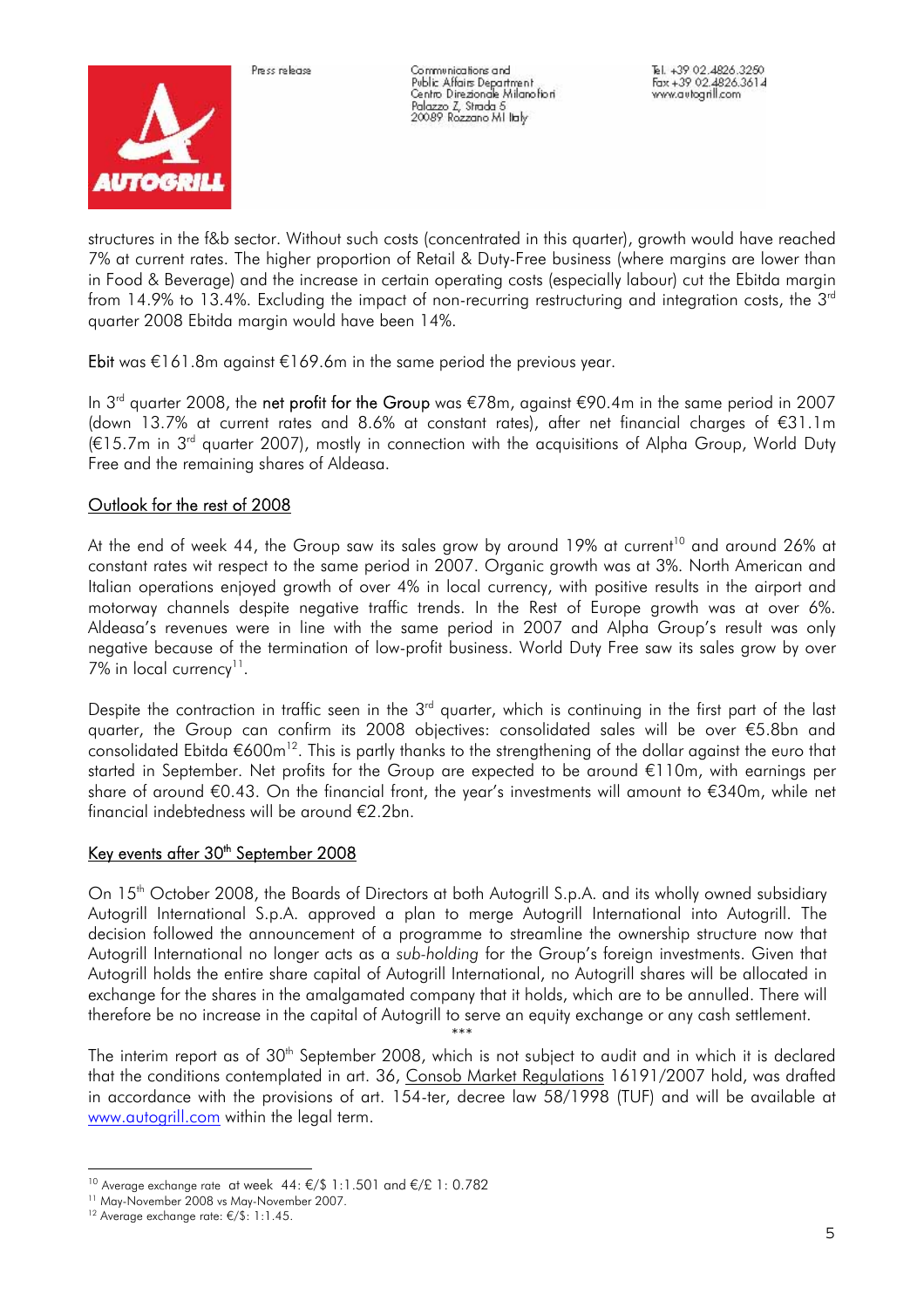structures in the f&b sector. Without such costs (concentrated in this quarter), growth would have reached 7% at current rates. The higher proportion of Retail & Duty-Free business (where margins are lower than in Food & Beverage) and the increase in certain operating costs (especially labour) cut the Ebitda margin from 14.9% to 13.4%. Excluding the impact of non-recurring restructuring and integration costs, the 3rd quarter 2008 Ebitda margin would have been 14%.

**Ebit** was €161.8m against €169.6m in the same period the previous year.

In 3rd quarter 2008, the **net profit for the Group** was €78m, against €90.4m in the same period in 2007 (down 13.7% at current rates and 8.6% at constant rates), after net financial charges of €31.1m (€15.7m in 3rd quarter 2007), mostly in connection with the acquisitions of Alpha Group, World Duty Free and the remaining shares of Aldeasa.

## Outlook for the rest of 2008

At the end of week 44, the Group saw its sales grow by around 19% at current[10] and around 26% at constant rates wit respect to the same period in 2007. Organic growth was at 3%. North American and Italian operations enjoyed growth of over 4% in local currency, with positive results in the airport and motorway channels despite negative traffic trends. In the Rest of Europe growth was at over 6%. Aldeasa's revenues were in line with the same period in 2007 and Alpha Group's result was only negative because of the termination of low-profit business. World Duty Free saw its sales grow by over 7% in local currency[11].

Despite the contraction in traffic seen in the 3rd quarter, which is continuing in the first part of the last quarter, the Group can confirm its 2008 objectives: consolidated sales will be over €5.8bn and consolidated Ebitda €600m[12]. This is partly thanks to the strengthening of the dollar against the euro that started in September. Net profits for the Group are expected to be around €110m, with earnings per share of around €0.43. On the financial front, the year's investments will amount to €340m, while net financial indebtedness will be around €2.2bn.

## Key events after 30th September 2008

On 15th October 2008, the Boards of Directors at both Autogrill S.p.A. and its wholly owned subsidiary Autogrill International S.p.A. approved a plan to merge Autogrill International into Autogrill. The decision followed the announcement of a programme to streamline the ownership structure now that Autogrill International no longer acts as a *sub-holding* for the Group's foreign investments. Given that Autogrill holds the entire share capital of Autogrill International, no Autogrill shares will be allocated in exchange for the shares in the amalgamated company that it holds, which are to be annulled. There will therefore be no increase in the capital of Autogrill to serve an equity exchange or any cash settlement.

\*\*\*

The interim report as of 30th September 2008, which is not subject to audit and in which it is declared that the conditions contemplated in art. 36, Consob Market Regulations 16191/2007 hold, was drafted in accordance with the provisions of art. 154-ter, decree law 58/1998 (TUF) and will be available at www.autogrill.com within the legal term.

---

[10] Average exchange rate at week 44: €/$ 1:1.501 and €/£ 1: 0.782

[11] May-November 2008 vs May-November 2007.

[12] Average exchange rate: €/$: 1:1.45.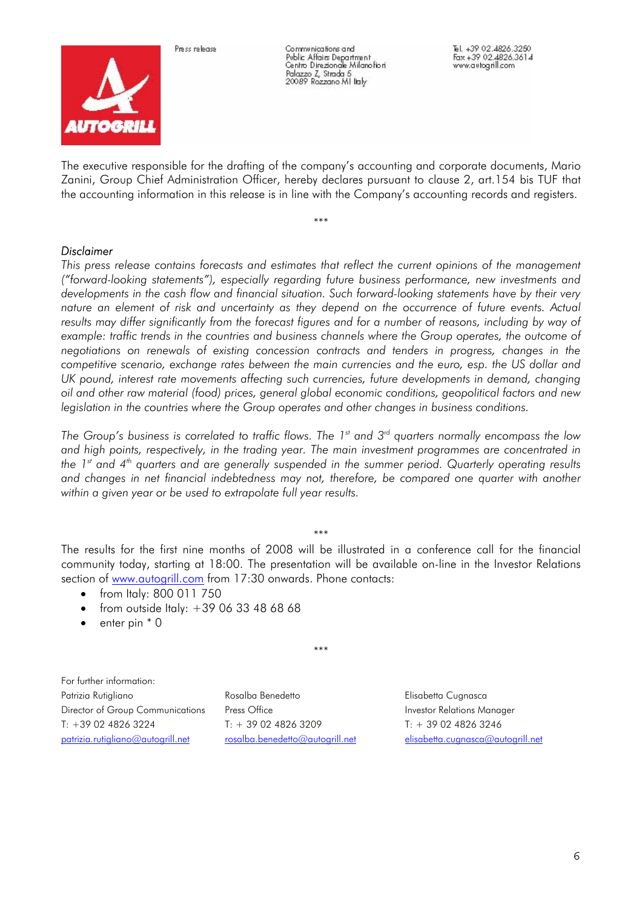Press release

Communications and
Public Affairs Department
Centro Direzionale Milanofiori
Palazzo Z, Strada 5
20089 Rozzano MI Italy

Tel. +39 02.4826.3250
Fax +39 02.4826.3614
www.autogrill.com

The executive responsible for the drafting of the company's accounting and corporate documents, Mario Zanini, Group Chief Administration Officer, hereby declares pursuant to clause 2, art.154 bis TUF that the accounting information in this release is in line with the Company's accounting records and registers.

\*\*\*

*Disclaimer*

*This press release contains forecasts and estimates that reflect the current opinions of the management ("forward-looking statements"), especially regarding future business performance, new investments and developments in the cash flow and financial situation. Such forward-looking statements have by their very nature an element of risk and uncertainty as they depend on the occurrence of future events. Actual results may differ significantly from the forecast figures and for a number of reasons, including by way of example: traffic trends in the countries and business channels where the Group operates, the outcome of negotiations on renewals of existing concession contracts and tenders in progress, changes in the competitive scenario, exchange rates between the main currencies and the euro, esp. the US dollar and UK pound, interest rate movements affecting such currencies, future developments in demand, changing oil and other raw material (food) prices, general global economic conditions, geopolitical factors and new legislation in the countries where the Group operates and other changes in business conditions.*

*The Group's business is correlated to traffic flows. The 1st and 3rd quarters normally encompass the low and high points, respectively, in the trading year. The main investment programmes are concentrated in the 1st and 4th quarters and are generally suspended in the summer period. Quarterly operating results and changes in net financial indebtedness may not, therefore, be compared one quarter with another within a given year or be used to extrapolate full year results.*

\*\*\*

The results for the first nine months of 2008 will be illustrated in a conference call for the financial community today, starting at 18:00. The presentation will be available on-line in the Investor Relations section of www.autogrill.com from 17:30 onwards. Phone contacts:

- from Italy: 800 011 750
- from outside Italy: +39 06 33 48 68 68
- enter pin * 0

\*\*\*

For further information:

Patrizia Rutigliano
Director of Group Communications
T: +39 02 4826 3224
patrizia.rutigliano@autogrill.net

Rosalba Benedetto
Press Office
T: + 39 02 4826 3209
rosalba.benedetto@autogrill.net

Elisabetta Cugnasca
Investor Relations Manager
T: + 39 02 4826 3246
elisabetta.cugnasca@autogrill.net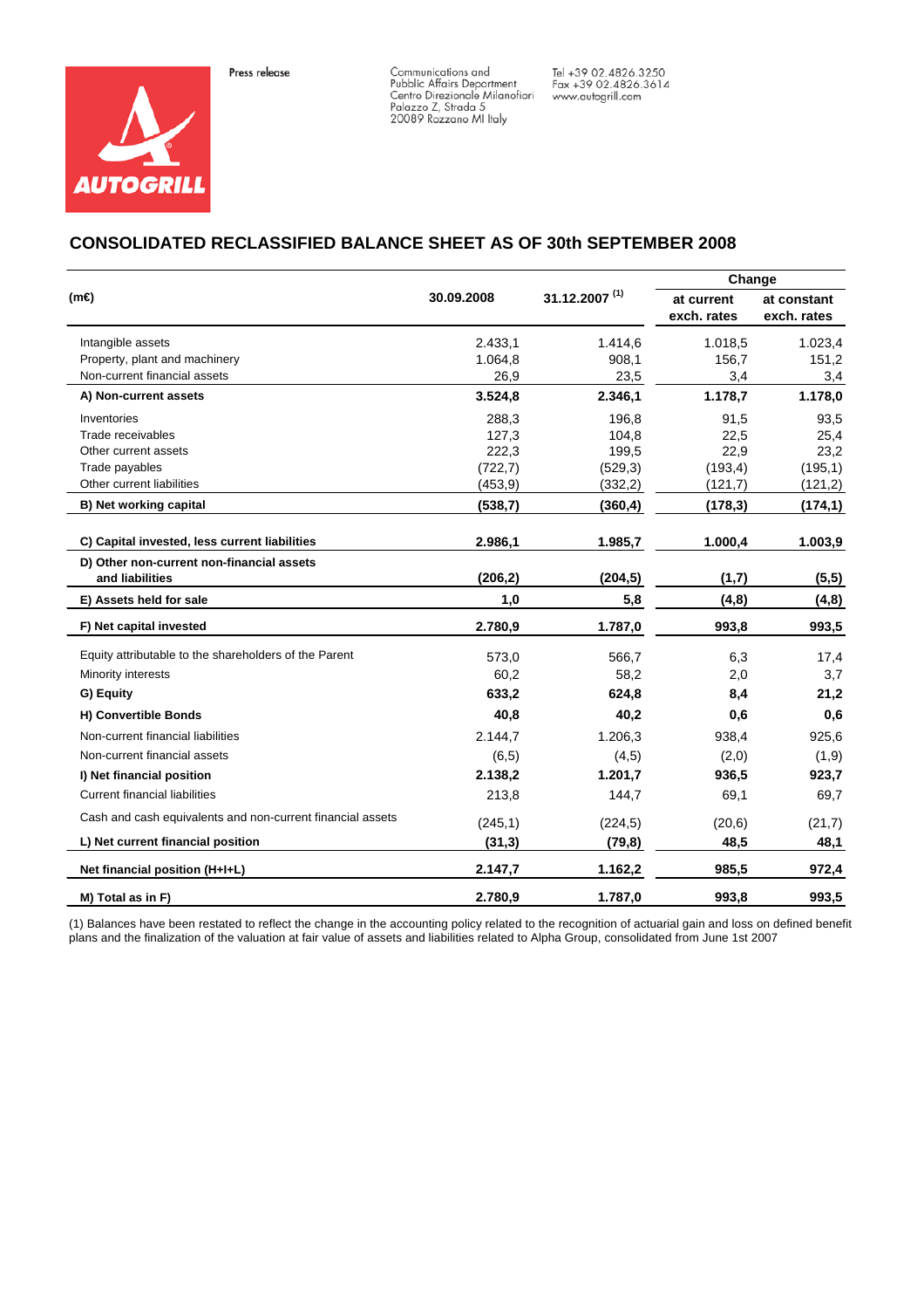Press release

Communications and
Pubblic Affairs Department
Centro Direzionale Milanofiori
Palazzo Z, Strada 5
20089 Rozzano MI Italy

Tel +39 02.4826.3250
Fax +39 02.4826.3614
www.autogrill.com

## CONSOLIDATED RECLASSIFIED BALANCE SHEET AS OF 30th SEPTEMBER 2008

| (m€) | 30.09.2008 | 31.12.2007 [1] | Change | |
|---|---|---|---|---|
| | | | at current exch. rates | at constant exch. rates |
| Intangible assets | 2.433,1 | 1.414,6 | 1.018,5 | 1.023,4 |
| Property, plant and machinery | 1.064,8 | 908,1 | 156,7 | 151,2 |
| Non-current financial assets | 26,9 | 23,5 | 3,4 | 3,4 |
| **A) Non-current assets** | **3.524,8** | **2.346,1** | **1.178,7** | **1.178,0** |
| Inventories | 288,3 | 196,8 | 91,5 | 93,5 |
| Trade receivables | 127,3 | 104,8 | 22,5 | 25,4 |
| Other current assets | 222,3 | 199,5 | 22,9 | 23,2 |
| Trade payables | (722,7) | (529,3) | (193,4) | (195,1) |
| Other current liabilities | (453,9) | (332,2) | (121,7) | (121,2) |
| **B) Net working capital** | **(538,7)** | **(360,4)** | **(178,3)** | **(174,1)** |
| **C) Capital invested, less current liabilities** | **2.986,1** | **1.985,7** | **1.000,4** | **1.003,9** |
| **D) Other non-current non-financial assets and liabilities** | **(206,2)** | **(204,5)** | **(1,7)** | **(5,5)** |
| **E) Assets held for sale** | **1,0** | **5,8** | **(4,8)** | **(4,8)** |
| **F) Net capital invested** | **2.780,9** | **1.787,0** | **993,8** | **993,5** |
| Equity attributable to the shareholders of the Parent | 573,0 | 566,7 | 6,3 | 17,4 |
| Minority interests | 60,2 | 58,2 | 2,0 | 3,7 |
| **G) Equity** | **633,2** | **624,8** | **8,4** | **21,2** |
| **H) Convertible Bonds** | **40,8** | **40,2** | **0,6** | **0,6** |
| Non-current financial liabilities | 2.144,7 | 1.206,3 | 938,4 | 925,6 |
| Non-current financial assets | (6,5) | (4,5) | (2,0) | (1,9) |
| **I) Net financial position** | **2.138,2** | **1.201,7** | **936,5** | **923,7** |
| Current financial liabilities | 213,8 | 144,7 | 69,1 | 69,7 |
| Cash and cash equivalents and non-current financial assets | (245,1) | (224,5) | (20,6) | (21,7) |
| **L) Net current financial position** | **(31,3)** | **(79,8)** | **48,5** | **48,1** |
| **Net financial position (H+I+L)** | **2.147,7** | **1.162,2** | **985,5** | **972,4** |
| **M) Total as in F)** | **2.780,9** | **1.787,0** | **993,8** | **993,5** |

(1) Balances have been restated to reflect the change in the accounting policy related to the recognition of actuarial gain and loss on defined benefit plans and the finalization of the valuation at fair value of assets and liabilities related to Alpha Group, consolidated from June 1st 2007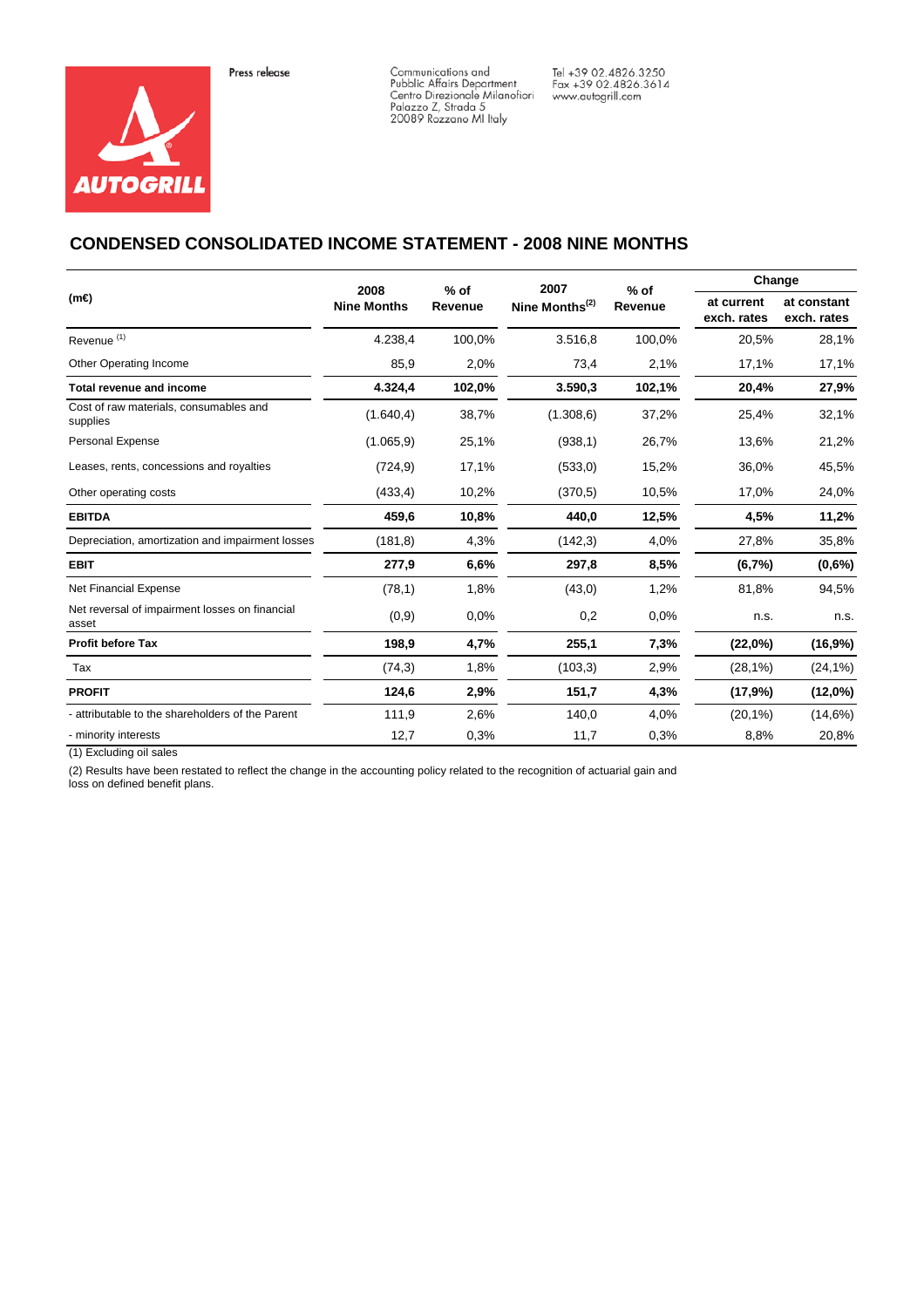Press release

Communications and
Pubblic Affairs Department
Centro Direzionale Milanofiori
Palazzo Z, Strada 5
20089 Rozzano MI Italy

Tel +39 02.4826.3250
Fax +39 02.4826.3614
www.autogrill.com

## CONDENSED CONSOLIDATED INCOME STATEMENT - 2008 NINE MONTHS

| (m€) | 2008 Nine Months | % of Revenue | 2007 Nine Months[(2)] | % of Revenue | Change | |
|---|---|---|---|---|---|---|
| | | | | | at current exch. rates | at constant exch. rates |
| Revenue [(1)] | 4.238,4 | 100,0% | 3.516,8 | 100,0% | 20,5% | 28,1% |
| Other Operating Income | 85,9 | 2,0% | 73,4 | 2,1% | 17,1% | 17,1% |
| **Total revenue and income** | **4.324,4** | **102,0%** | **3.590,3** | **102,1%** | **20,4%** | **27,9%** |
| Cost of raw materials, consumables and supplies | (1.640,4) | 38,7% | (1.308,6) | 37,2% | 25,4% | 32,1% |
| Personal Expense | (1.065,9) | 25,1% | (938,1) | 26,7% | 13,6% | 21,2% |
| Leases, rents, concessions and royalties | (724,9) | 17,1% | (533,0) | 15,2% | 36,0% | 45,5% |
| Other operating costs | (433,4) | 10,2% | (370,5) | 10,5% | 17,0% | 24,0% |
| **EBITDA** | **459,6** | **10,8%** | **440,0** | **12,5%** | **4,5%** | **11,2%** |
| Depreciation, amortization and impairment losses | (181,8) | 4,3% | (142,3) | 4,0% | 27,8% | 35,8% |
| **EBIT** | **277,9** | **6,6%** | **297,8** | **8,5%** | **(6,7%)** | **(0,6%)** |
| Net Financial Expense | (78,1) | 1,8% | (43,0) | 1,2% | 81,8% | 94,5% |
| Net reversal of impairment losses on financial asset | (0,9) | 0,0% | 0,2 | 0,0% | n.s. | n.s. |
| **Profit before Tax** | **198,9** | **4,7%** | **255,1** | **7,3%** | **(22,0%)** | **(16,9%)** |
| Tax | (74,3) | 1,8% | (103,3) | 2,9% | (28,1%) | (24,1%) |
| **PROFIT** | **124,6** | **2,9%** | **151,7** | **4,3%** | **(17,9%)** | **(12,0%)** |
| - attributable to the shareholders of the Parent | 111,9 | 2,6% | 140,0 | 4,0% | (20,1%) | (14,6%) |
| - minority interests | 12,7 | 0,3% | 11,7 | 0,3% | 8,8% | 20,8% |

(1) Excluding oil sales

(2) Results have been restated to reflect the change in the accounting policy related to the recognition of actuarial gain and loss on defined benefit plans.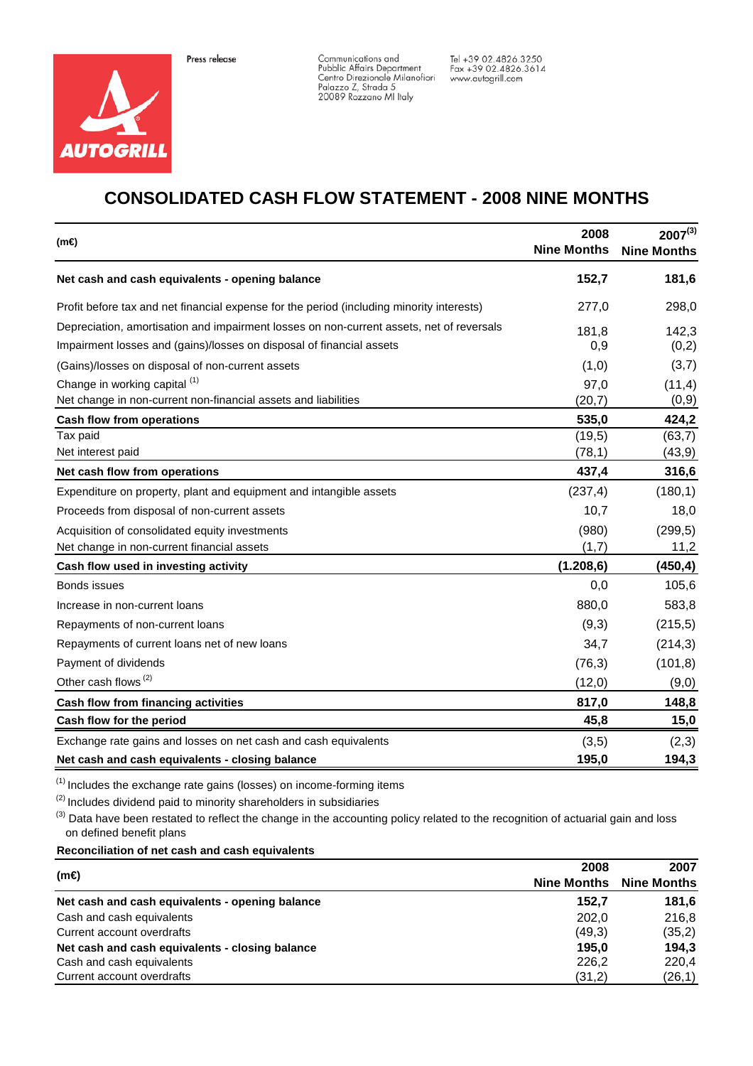Press release

Communications and
Pubblic Affairs Department
Centro Direzionale Milanofiori
Palazzo Z, Strada 5
20089 Rozzano MI Italy

Tel +39 02.4826.3250
Fax +39 02.4826.3614
www.autogrill.com

AUTOGRILL

# CONSOLIDATED CASH FLOW STATEMENT - 2008 NINE MONTHS

| (m€) | 2008 Nine Months | 2007[3] Nine Months |
|---|---|---|
| **Net cash and cash equivalents - opening balance** | **152,7** | **181,6** |
| Profit before tax and net financial expense for the period (including minority interests) | 277,0 | 298,0 |
| Depreciation, amortisation and impairment losses on non-current assets, net of reversals | 181,8 | 142,3 |
| Impairment losses and (gains)/losses on disposal of financial assets | 0,9 | (0,2) |
| (Gains)/losses on disposal of non-current assets | (1,0) | (3,7) |
| Change in working capital [1] | 97,0 | (11,4) |
| Net change in non-current non-financial assets and liabilities | (20,7) | (0,9) |
| **Cash flow from operations** | **535,0** | **424,2** |
| Tax paid | (19,5) | (63,7) |
| Net interest paid | (78,1) | (43,9) |
| **Net cash flow from operations** | **437,4** | **316,6** |
| Expenditure on property, plant and equipment and intangible assets | (237,4) | (180,1) |
| Proceeds from disposal of non-current assets | 10,7 | 18,0 |
| Acquisition of consolidated equity investments | (980) | (299,5) |
| Net change in non-current financial assets | (1,7) | 11,2 |
| **Cash flow used in investing activity** | **(1.208,6)** | **(450,4)** |
| Bonds issues | 0,0 | 105,6 |
| Increase in non-current loans | 880,0 | 583,8 |
| Repayments of non-current loans | (9,3) | (215,5) |
| Repayments of current loans net of new loans | 34,7 | (214,3) |
| Payment of dividends | (76,3) | (101,8) |
| Other cash flows [2] | (12,0) | (9,0) |
| **Cash flow from financing activities** | **817,0** | **148,8** |
| **Cash flow for the period** | **45,8** | **15,0** |
| Exchange rate gains and losses on net cash and cash equivalents | (3,5) | (2,3) |
| **Net cash and cash equivalents - closing balance** | **195,0** | **194,3** |

[1] Includes the exchange rate gains (losses) on income-forming items

[2] Includes dividend paid to minority shareholders in subsidiaries

[3] Data have been restated to reflect the change in the accounting policy related to the recognition of actuarial gain and loss on defined benefit plans

**Reconciliation of net cash and cash equivalents**

| (m€) | 2008 Nine Months | 2007 Nine Months |
|---|---|---|
| **Net cash and cash equivalents - opening balance** | **152,7** | **181,6** |
| Cash and cash equivalents | 202,0 | 216,8 |
| Current account overdrafts | (49,3) | (35,2) |
| **Net cash and cash equivalents - closing balance** | **195,0** | **194,3** |
| Cash and cash equivalents | 226,2 | 220,4 |
| Current account overdrafts | (31,2) | (26,1) |